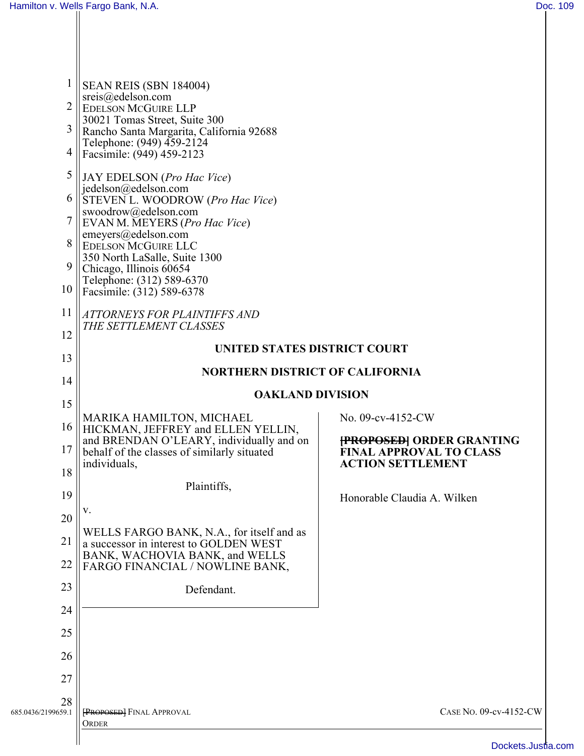SEAN REIS (SBN 184004)
sreis@edelson.com
EDELSON MCGUIRE LLP
30021 Tomas Street, Suite 300
Rancho Santa Margarita, California 92688
Telephone: (949) 459-2124
Facsimile: (949) 459-2123

JAY EDELSON (*Pro Hac Vice*)
jedelson@edelson.com
STEVEN L. WOODROW (*Pro Hac Vice*)
swoodrow@edelson.com
EVAN M. MEYERS (*Pro Hac Vice*)
emeyers@edelson.com
EDELSON MCGUIRE LLC
350 North LaSalle, Suite 1300
Chicago, Illinois 60654
Telephone: (312) 589-6370
Facsimile: (312) 589-6378

*ATTORNEYS FOR PLAINTIFFS AND THE SETTLEMENT CLASSES*

**UNITED STATES DISTRICT COURT**

**NORTHERN DISTRICT OF CALIFORNIA**

**OAKLAND DIVISION**

MARIKA HAMILTON, MICHAEL HICKMAN, JEFFREY and ELLEN YELLIN, and BRENDAN O'LEARY, individually and on behalf of the classes of similarly situated individuals,

Plaintiffs,

v.

WELLS FARGO BANK, N.A., for itself and as a successor in interest to GOLDEN WEST BANK, WACHOVIA BANK, and WELLS FARGO FINANCIAL / NOWLINE BANK,

Defendant.

No. 09-cv-4152-CW

**~~[PROPOSED]~~ ORDER GRANTING FINAL APPROVAL TO CLASS ACTION SETTLEMENT**

Honorable Claudia A. Wilken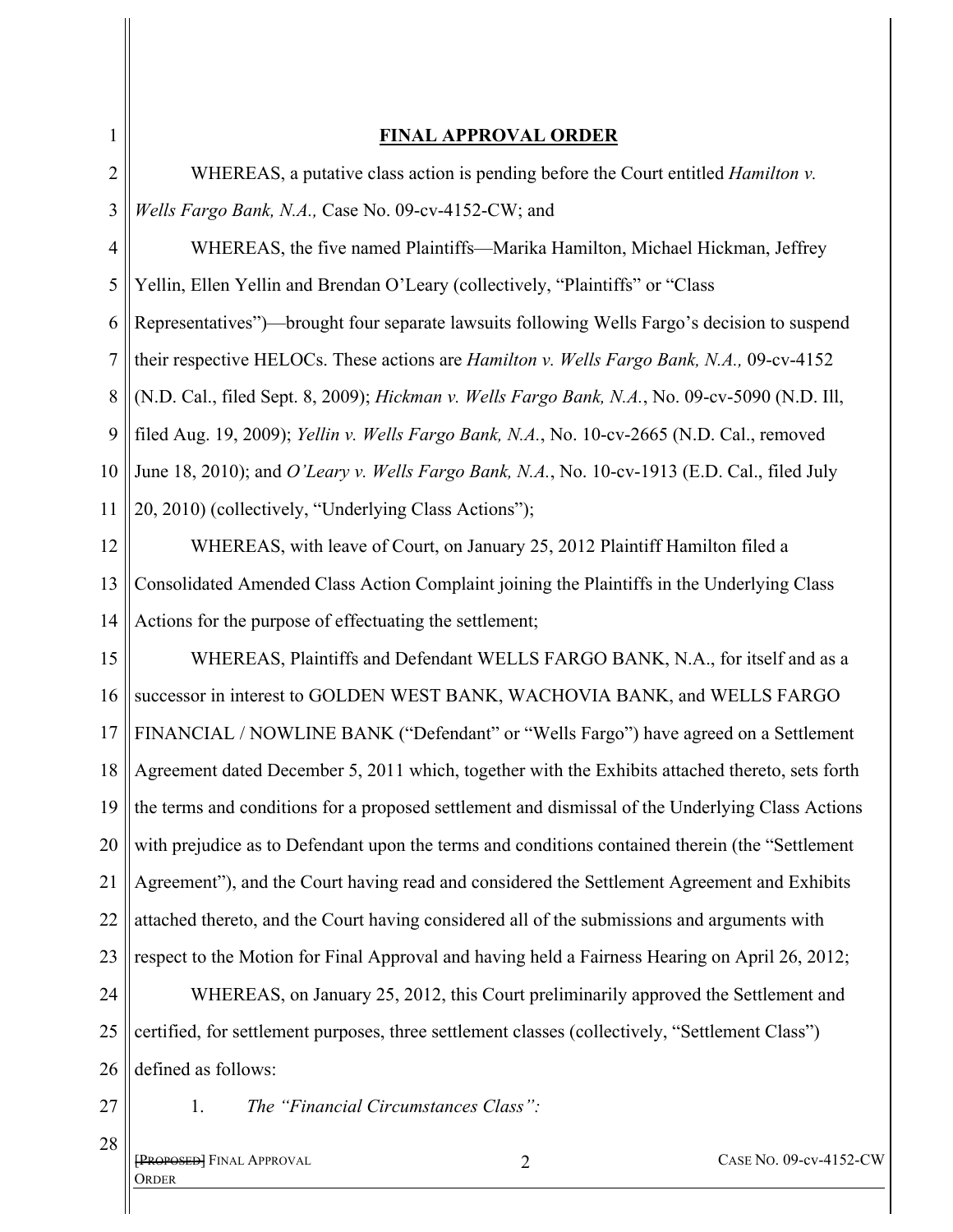# **FINAL APPROVAL ORDER**

WHEREAS, a putative class action is pending before the Court entitled *Hamilton v. Wells Fargo Bank, N.A.,* Case No. 09-cv-4152-CW; and

WHEREAS, the five named Plaintiffs—Marika Hamilton, Michael Hickman, Jeffrey Yellin, Ellen Yellin and Brendan O'Leary (collectively, "Plaintiffs" or "Class Representatives")—brought four separate lawsuits following Wells Fargo's decision to suspend their respective HELOCs. These actions are *Hamilton v. Wells Fargo Bank, N.A.,* 09-cv-4152 (N.D. Cal., filed Sept. 8, 2009); *Hickman v. Wells Fargo Bank, N.A.*, No. 09-cv-5090 (N.D. Ill, filed Aug. 19, 2009); *Yellin v. Wells Fargo Bank, N.A.*, No. 10-cv-2665 (N.D. Cal., removed June 18, 2010); and *O'Leary v. Wells Fargo Bank, N.A.*, No. 10-cv-1913 (E.D. Cal., filed July 20, 2010) (collectively, "Underlying Class Actions");

WHEREAS, with leave of Court, on January 25, 2012 Plaintiff Hamilton filed a Consolidated Amended Class Action Complaint joining the Plaintiffs in the Underlying Class Actions for the purpose of effectuating the settlement;

WHEREAS, Plaintiffs and Defendant WELLS FARGO BANK, N.A., for itself and as a successor in interest to GOLDEN WEST BANK, WACHOVIA BANK, and WELLS FARGO FINANCIAL / NOWLINE BANK ("Defendant" or "Wells Fargo") have agreed on a Settlement Agreement dated December 5, 2011 which, together with the Exhibits attached thereto, sets forth the terms and conditions for a proposed settlement and dismissal of the Underlying Class Actions with prejudice as to Defendant upon the terms and conditions contained therein (the "Settlement Agreement"), and the Court having read and considered the Settlement Agreement and Exhibits attached thereto, and the Court having considered all of the submissions and arguments with respect to the Motion for Final Approval and having held a Fairness Hearing on April 26, 2012;

WHEREAS, on January 25, 2012, this Court preliminarily approved the Settlement and certified, for settlement purposes, three settlement classes (collectively, "Settlement Class") defined as follows:

1. *The "Financial Circumstances Class":*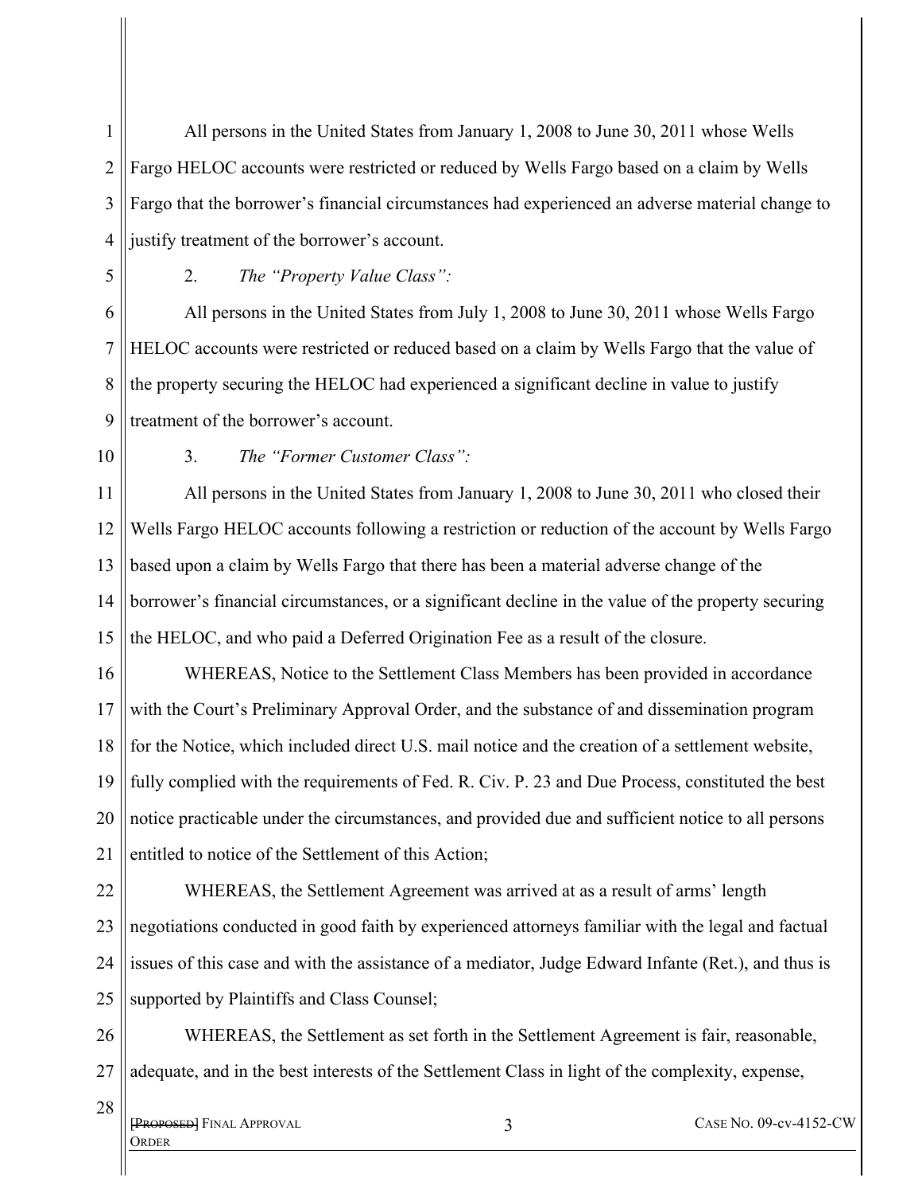All persons in the United States from January 1, 2008 to June 30, 2011 whose Wells Fargo HELOC accounts were restricted or reduced by Wells Fargo based on a claim by Wells Fargo that the borrower's financial circumstances had experienced an adverse material change to justify treatment of the borrower's account.

2. *The "Property Value Class":*

All persons in the United States from July 1, 2008 to June 30, 2011 whose Wells Fargo HELOC accounts were restricted or reduced based on a claim by Wells Fargo that the value of the property securing the HELOC had experienced a significant decline in value to justify treatment of the borrower's account.

3. *The "Former Customer Class":*

All persons in the United States from January 1, 2008 to June 30, 2011 who closed their Wells Fargo HELOC accounts following a restriction or reduction of the account by Wells Fargo based upon a claim by Wells Fargo that there has been a material adverse change of the borrower's financial circumstances, or a significant decline in the value of the property securing the HELOC, and who paid a Deferred Origination Fee as a result of the closure.

WHEREAS, Notice to the Settlement Class Members has been provided in accordance with the Court's Preliminary Approval Order, and the substance of and dissemination program for the Notice, which included direct U.S. mail notice and the creation of a settlement website, fully complied with the requirements of Fed. R. Civ. P. 23 and Due Process, constituted the best notice practicable under the circumstances, and provided due and sufficient notice to all persons entitled to notice of the Settlement of this Action;

WHEREAS, the Settlement Agreement was arrived at as a result of arms' length negotiations conducted in good faith by experienced attorneys familiar with the legal and factual issues of this case and with the assistance of a mediator, Judge Edward Infante (Ret.), and thus is supported by Plaintiffs and Class Counsel;

WHEREAS, the Settlement as set forth in the Settlement Agreement is fair, reasonable, adequate, and in the best interests of the Settlement Class in light of the complexity, expense,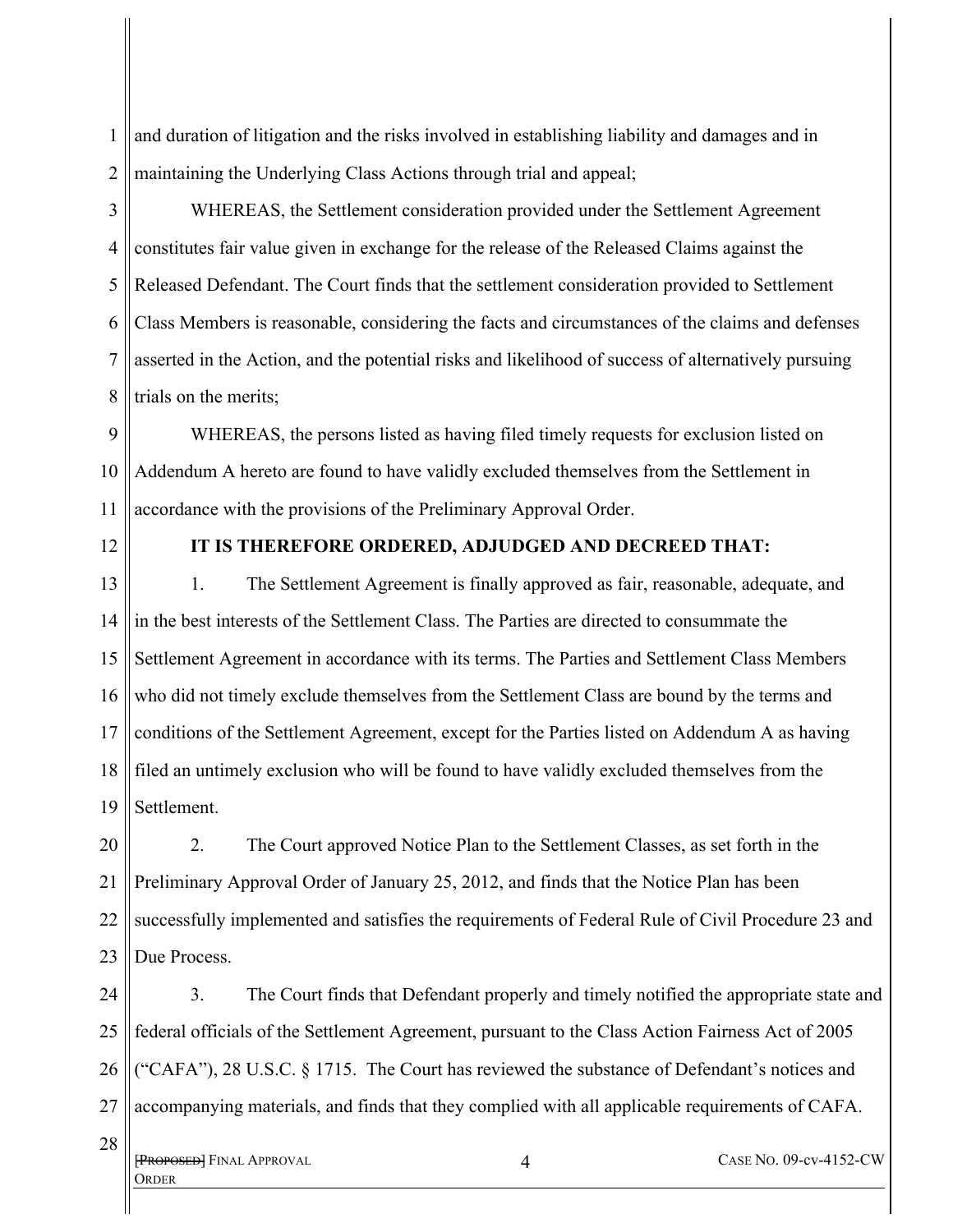and duration of litigation and the risks involved in establishing liability and damages and in maintaining the Underlying Class Actions through trial and appeal;

WHEREAS, the Settlement consideration provided under the Settlement Agreement constitutes fair value given in exchange for the release of the Released Claims against the Released Defendant. The Court finds that the settlement consideration provided to Settlement Class Members is reasonable, considering the facts and circumstances of the claims and defenses asserted in the Action, and the potential risks and likelihood of success of alternatively pursuing trials on the merits;

WHEREAS, the persons listed as having filed timely requests for exclusion listed on Addendum A hereto are found to have validly excluded themselves from the Settlement in accordance with the provisions of the Preliminary Approval Order.

**IT IS THEREFORE ORDERED, ADJUDGED AND DECREED THAT:**

1. The Settlement Agreement is finally approved as fair, reasonable, adequate, and in the best interests of the Settlement Class. The Parties are directed to consummate the Settlement Agreement in accordance with its terms. The Parties and Settlement Class Members who did not timely exclude themselves from the Settlement Class are bound by the terms and conditions of the Settlement Agreement, except for the Parties listed on Addendum A as having filed an untimely exclusion who will be found to have validly excluded themselves from the Settlement.

2. The Court approved Notice Plan to the Settlement Classes, as set forth in the Preliminary Approval Order of January 25, 2012, and finds that the Notice Plan has been successfully implemented and satisfies the requirements of Federal Rule of Civil Procedure 23 and Due Process.

3. The Court finds that Defendant properly and timely notified the appropriate state and federal officials of the Settlement Agreement, pursuant to the Class Action Fairness Act of 2005 ("CAFA"), 28 U.S.C. § 1715. The Court has reviewed the substance of Defendant's notices and accompanying materials, and finds that they complied with all applicable requirements of CAFA.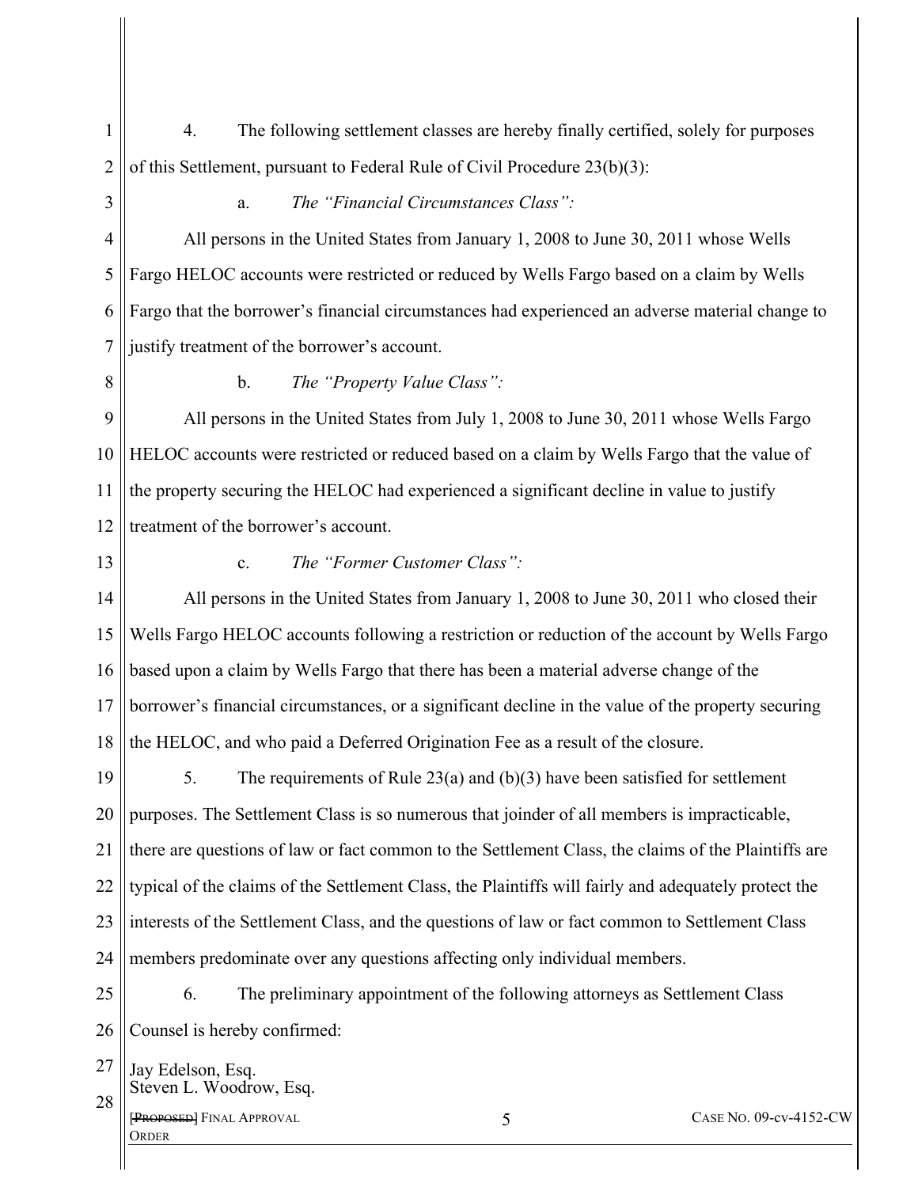4. The following settlement classes are hereby finally certified, solely for purposes of this Settlement, pursuant to Federal Rule of Civil Procedure 23(b)(3):

a. *The "Financial Circumstances Class":*

All persons in the United States from January 1, 2008 to June 30, 2011 whose Wells Fargo HELOC accounts were restricted or reduced by Wells Fargo based on a claim by Wells Fargo that the borrower's financial circumstances had experienced an adverse material change to justify treatment of the borrower's account.

b. *The "Property Value Class":*

All persons in the United States from July 1, 2008 to June 30, 2011 whose Wells Fargo HELOC accounts were restricted or reduced based on a claim by Wells Fargo that the value of the property securing the HELOC had experienced a significant decline in value to justify treatment of the borrower's account.

c. *The "Former Customer Class":*

All persons in the United States from January 1, 2008 to June 30, 2011 who closed their Wells Fargo HELOC accounts following a restriction or reduction of the account by Wells Fargo based upon a claim by Wells Fargo that there has been a material adverse change of the borrower's financial circumstances, or a significant decline in the value of the property securing the HELOC, and who paid a Deferred Origination Fee as a result of the closure.

5. The requirements of Rule 23(a) and (b)(3) have been satisfied for settlement purposes. The Settlement Class is so numerous that joinder of all members is impracticable, there are questions of law or fact common to the Settlement Class, the claims of the Plaintiffs are typical of the claims of the Settlement Class, the Plaintiffs will fairly and adequately protect the interests of the Settlement Class, and the questions of law or fact common to Settlement Class members predominate over any questions affecting only individual members.

6. The preliminary appointment of the following attorneys as Settlement Class Counsel is hereby confirmed:

Jay Edelson, Esq.
Steven L. Woodrow, Esq.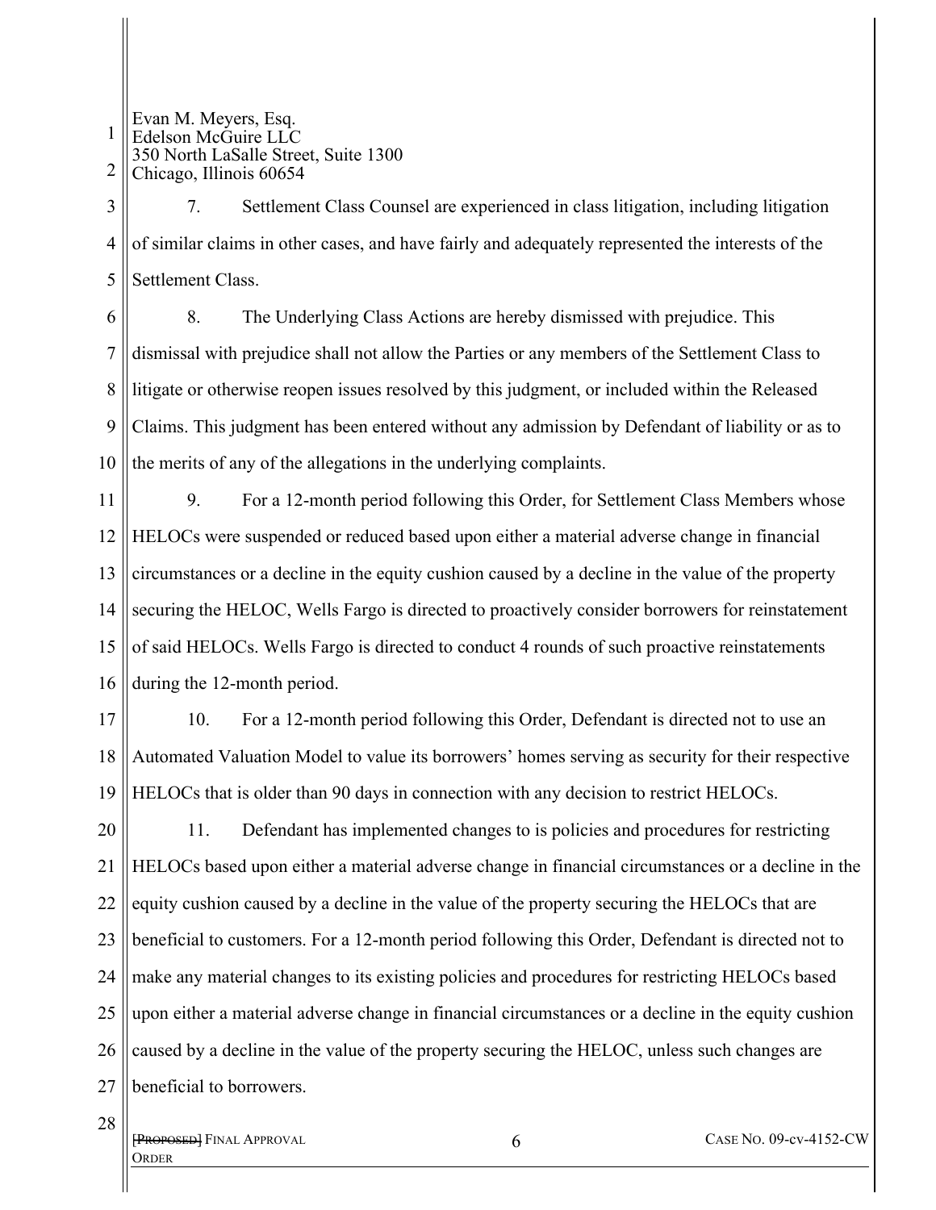Evan M. Meyers, Esq.
Edelson McGuire LLC
350 North LaSalle Street, Suite 1300
Chicago, Illinois 60654

7. Settlement Class Counsel are experienced in class litigation, including litigation of similar claims in other cases, and have fairly and adequately represented the interests of the Settlement Class.

8. The Underlying Class Actions are hereby dismissed with prejudice. This dismissal with prejudice shall not allow the Parties or any members of the Settlement Class to litigate or otherwise reopen issues resolved by this judgment, or included within the Released Claims. This judgment has been entered without any admission by Defendant of liability or as to the merits of any of the allegations in the underlying complaints.

9. For a 12-month period following this Order, for Settlement Class Members whose HELOCs were suspended or reduced based upon either a material adverse change in financial circumstances or a decline in the equity cushion caused by a decline in the value of the property securing the HELOC, Wells Fargo is directed to proactively consider borrowers for reinstatement of said HELOCs. Wells Fargo is directed to conduct 4 rounds of such proactive reinstatements during the 12-month period.

10. For a 12-month period following this Order, Defendant is directed not to use an Automated Valuation Model to value its borrowers' homes serving as security for their respective HELOCs that is older than 90 days in connection with any decision to restrict HELOCs.

11. Defendant has implemented changes to is policies and procedures for restricting HELOCs based upon either a material adverse change in financial circumstances or a decline in the equity cushion caused by a decline in the value of the property securing the HELOCs that are beneficial to customers. For a 12-month period following this Order, Defendant is directed not to make any material changes to its existing policies and procedures for restricting HELOCs based upon either a material adverse change in financial circumstances or a decline in the equity cushion caused by a decline in the value of the property securing the HELOC, unless such changes are beneficial to borrowers.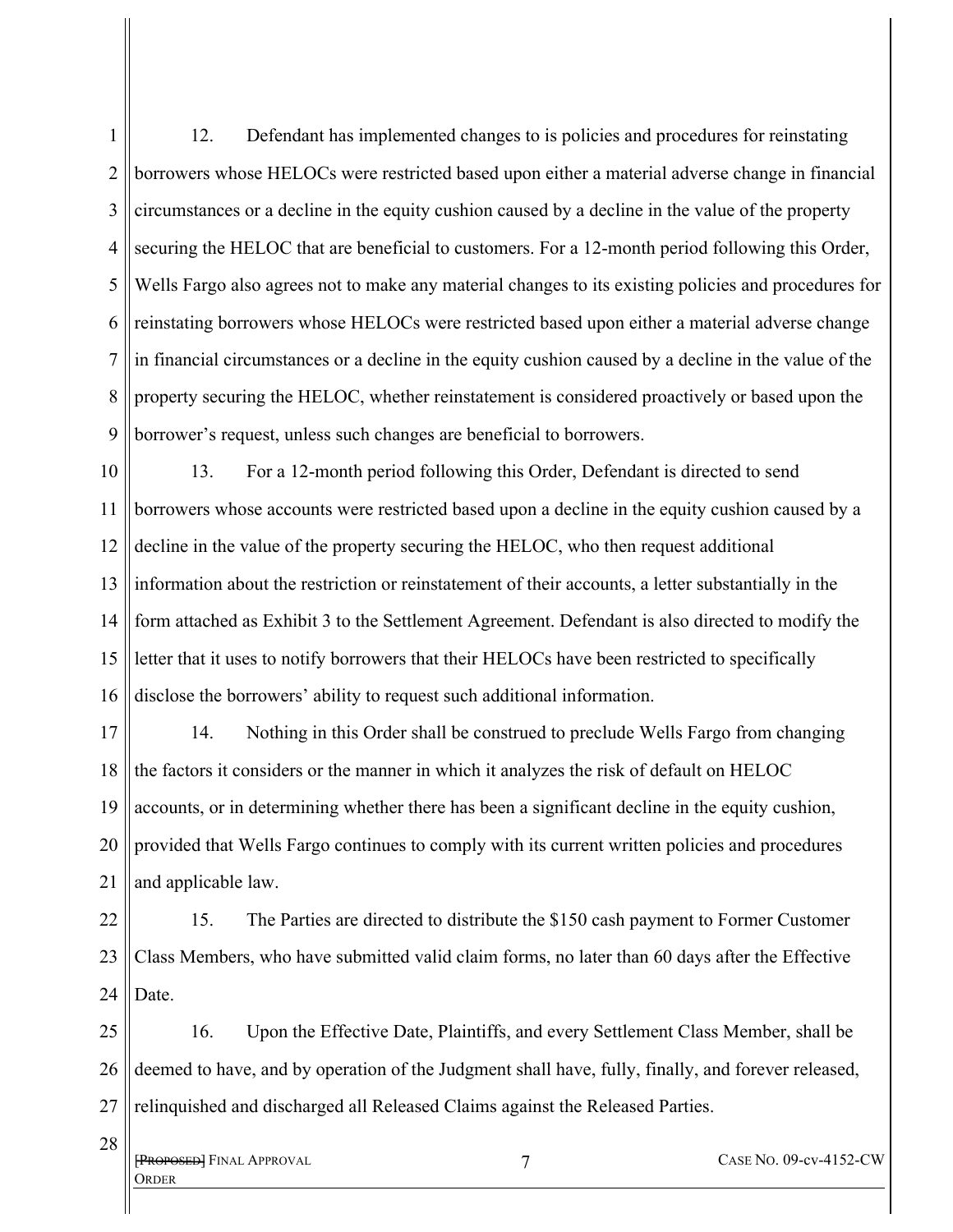12. Defendant has implemented changes to is policies and procedures for reinstating borrowers whose HELOCs were restricted based upon either a material adverse change in financial circumstances or a decline in the equity cushion caused by a decline in the value of the property securing the HELOC that are beneficial to customers. For a 12-month period following this Order, Wells Fargo also agrees not to make any material changes to its existing policies and procedures for reinstating borrowers whose HELOCs were restricted based upon either a material adverse change in financial circumstances or a decline in the equity cushion caused by a decline in the value of the property securing the HELOC, whether reinstatement is considered proactively or based upon the borrower's request, unless such changes are beneficial to borrowers.

13. For a 12-month period following this Order, Defendant is directed to send borrowers whose accounts were restricted based upon a decline in the equity cushion caused by a decline in the value of the property securing the HELOC, who then request additional information about the restriction or reinstatement of their accounts, a letter substantially in the form attached as Exhibit 3 to the Settlement Agreement. Defendant is also directed to modify the letter that it uses to notify borrowers that their HELOCs have been restricted to specifically disclose the borrowers' ability to request such additional information.

14. Nothing in this Order shall be construed to preclude Wells Fargo from changing the factors it considers or the manner in which it analyzes the risk of default on HELOC accounts, or in determining whether there has been a significant decline in the equity cushion, provided that Wells Fargo continues to comply with its current written policies and procedures and applicable law.

15. The Parties are directed to distribute the $150 cash payment to Former Customer Class Members, who have submitted valid claim forms, no later than 60 days after the Effective Date.

16. Upon the Effective Date, Plaintiffs, and every Settlement Class Member, shall be deemed to have, and by operation of the Judgment shall have, fully, finally, and forever released, relinquished and discharged all Released Claims against the Released Parties.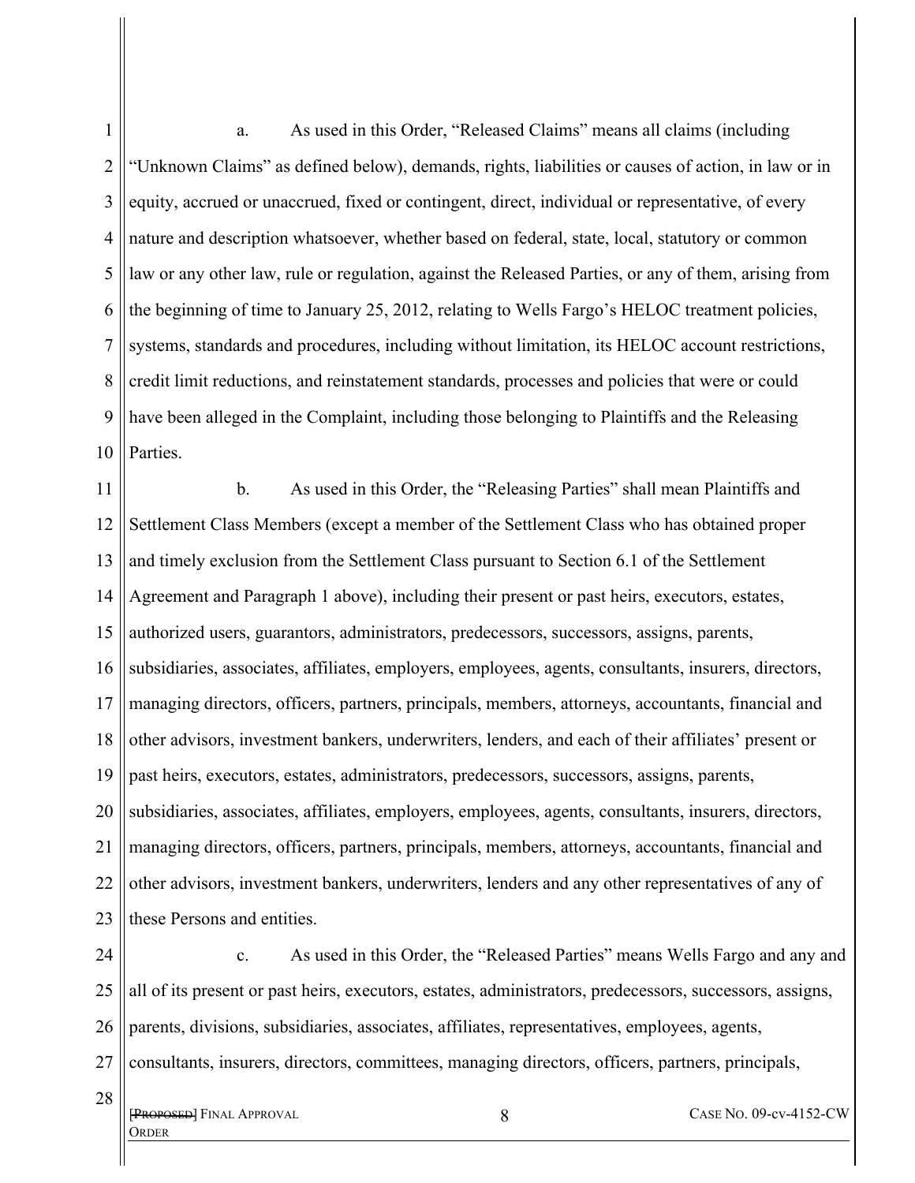a. As used in this Order, "Released Claims" means all claims (including "Unknown Claims" as defined below), demands, rights, liabilities or causes of action, in law or in equity, accrued or unaccrued, fixed or contingent, direct, individual or representative, of every nature and description whatsoever, whether based on federal, state, local, statutory or common law or any other law, rule or regulation, against the Released Parties, or any of them, arising from the beginning of time to January 25, 2012, relating to Wells Fargo's HELOC treatment policies, systems, standards and procedures, including without limitation, its HELOC account restrictions, credit limit reductions, and reinstatement standards, processes and policies that were or could have been alleged in the Complaint, including those belonging to Plaintiffs and the Releasing Parties.

b. As used in this Order, the "Releasing Parties" shall mean Plaintiffs and Settlement Class Members (except a member of the Settlement Class who has obtained proper and timely exclusion from the Settlement Class pursuant to Section 6.1 of the Settlement Agreement and Paragraph 1 above), including their present or past heirs, executors, estates, authorized users, guarantors, administrators, predecessors, successors, assigns, parents, subsidiaries, associates, affiliates, employers, employees, agents, consultants, insurers, directors, managing directors, officers, partners, principals, members, attorneys, accountants, financial and other advisors, investment bankers, underwriters, lenders, and each of their affiliates' present or past heirs, executors, estates, administrators, predecessors, successors, assigns, parents, subsidiaries, associates, affiliates, employers, employees, agents, consultants, insurers, directors, managing directors, officers, partners, principals, members, attorneys, accountants, financial and other advisors, investment bankers, underwriters, lenders and any other representatives of any of these Persons and entities.

c. As used in this Order, the "Released Parties" means Wells Fargo and any and all of its present or past heirs, executors, estates, administrators, predecessors, successors, assigns, parents, divisions, subsidiaries, associates, affiliates, representatives, employees, agents, consultants, insurers, directors, committees, managing directors, officers, partners, principals,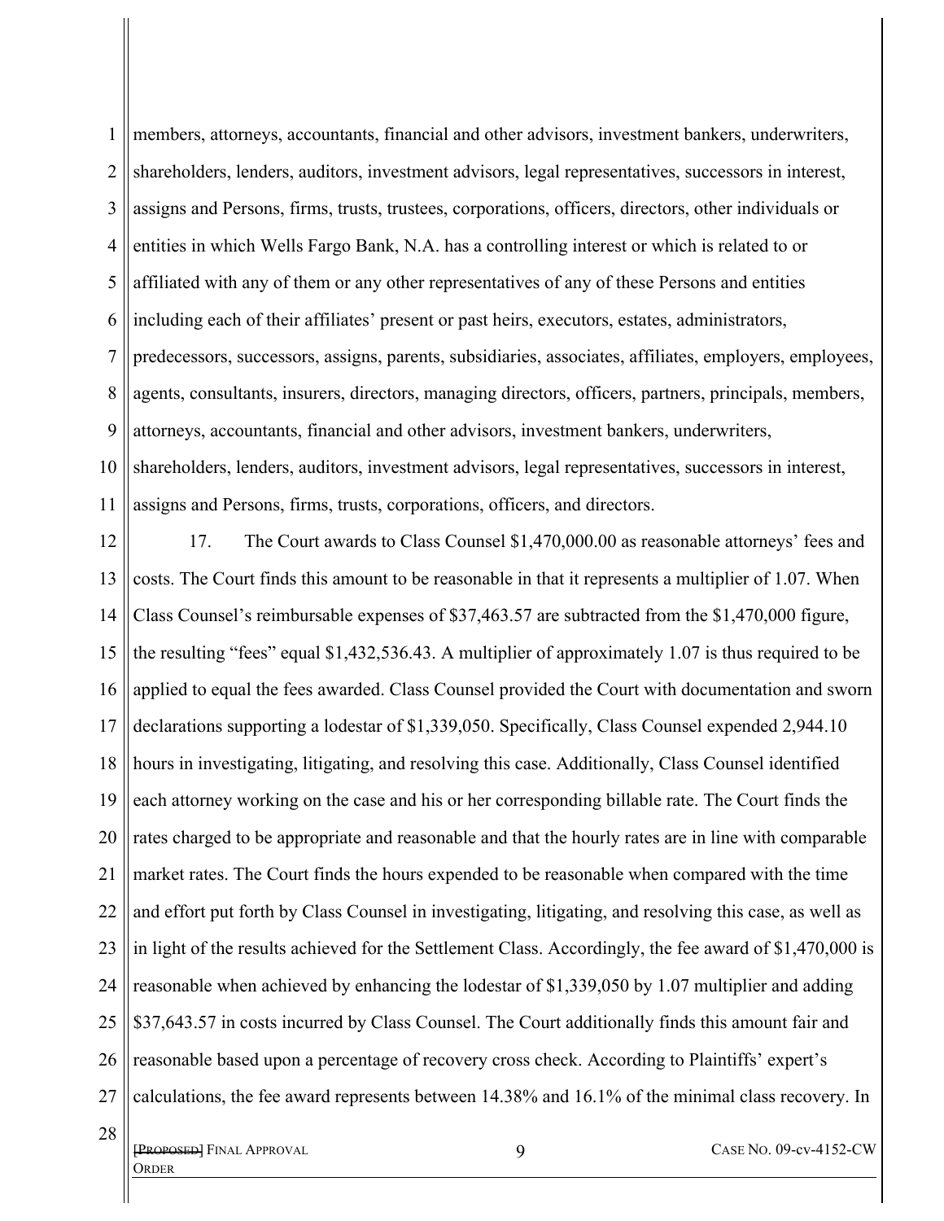members, attorneys, accountants, financial and other advisors, investment bankers, underwriters, shareholders, lenders, auditors, investment advisors, legal representatives, successors in interest, assigns and Persons, firms, trusts, trustees, corporations, officers, directors, other individuals or entities in which Wells Fargo Bank, N.A. has a controlling interest or which is related to or affiliated with any of them or any other representatives of any of these Persons and entities including each of their affiliates' present or past heirs, executors, estates, administrators, predecessors, successors, assigns, parents, subsidiaries, associates, affiliates, employers, employees, agents, consultants, insurers, directors, managing directors, officers, partners, principals, members, attorneys, accountants, financial and other advisors, investment bankers, underwriters, shareholders, lenders, auditors, investment advisors, legal representatives, successors in interest, assigns and Persons, firms, trusts, corporations, officers, and directors.

17. The Court awards to Class Counsel $1,470,000.00 as reasonable attorneys' fees and costs. The Court finds this amount to be reasonable in that it represents a multiplier of 1.07. When Class Counsel's reimbursable expenses of $37,463.57 are subtracted from the $1,470,000 figure, the resulting "fees" equal $1,432,536.43. A multiplier of approximately 1.07 is thus required to be applied to equal the fees awarded. Class Counsel provided the Court with documentation and sworn declarations supporting a lodestar of $1,339,050. Specifically, Class Counsel expended 2,944.10 hours in investigating, litigating, and resolving this case. Additionally, Class Counsel identified each attorney working on the case and his or her corresponding billable rate. The Court finds the rates charged to be appropriate and reasonable and that the hourly rates are in line with comparable market rates. The Court finds the hours expended to be reasonable when compared with the time and effort put forth by Class Counsel in investigating, litigating, and resolving this case, as well as in light of the results achieved for the Settlement Class. Accordingly, the fee award of $1,470,000 is reasonable when achieved by enhancing the lodestar of $1,339,050 by 1.07 multiplier and adding $37,643.57 in costs incurred by Class Counsel. The Court additionally finds this amount fair and reasonable based upon a percentage of recovery cross check. According to Plaintiffs' expert's calculations, the fee award represents between 14.38% and 16.1% of the minimal class recovery. In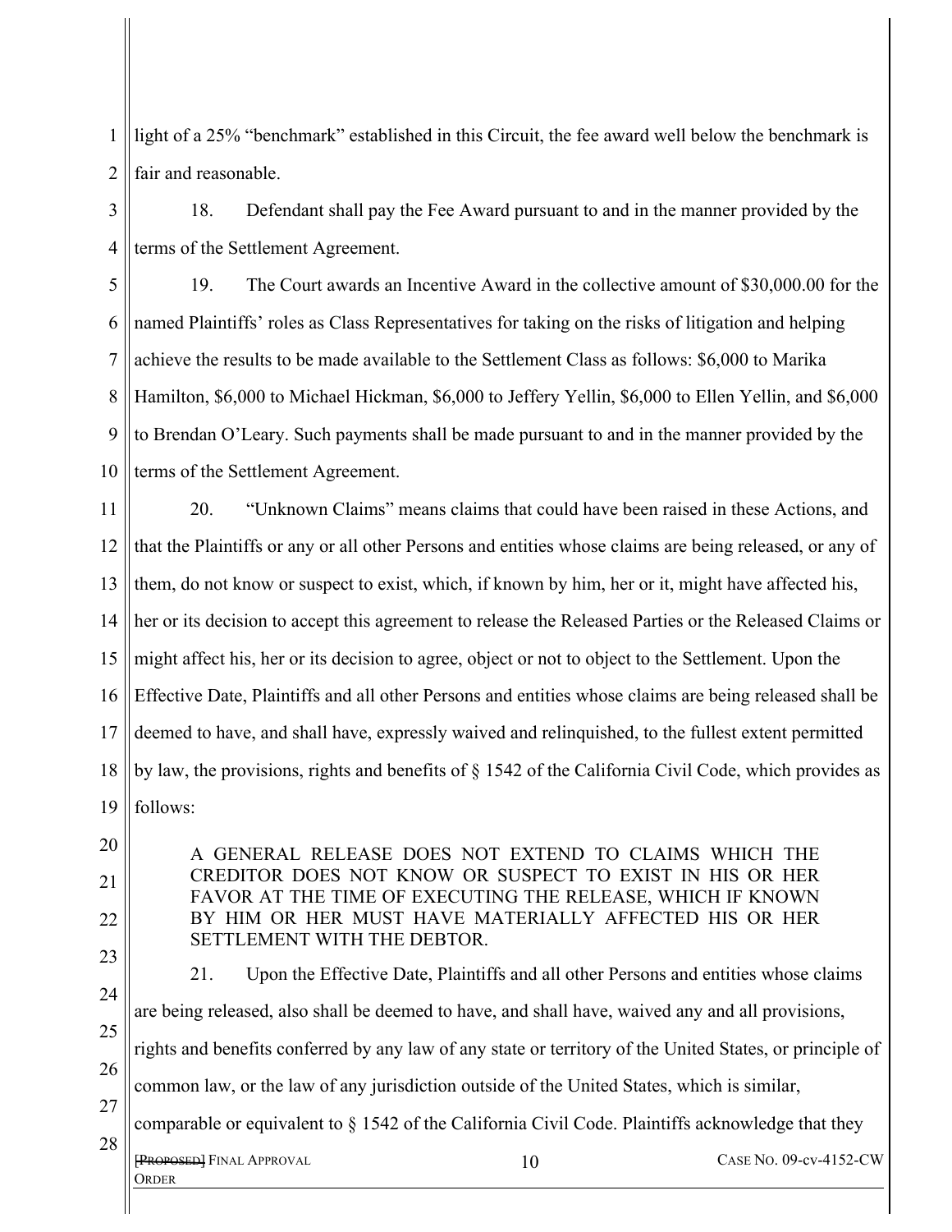light of a 25% "benchmark" established in this Circuit, the fee award well below the benchmark is fair and reasonable.

18. Defendant shall pay the Fee Award pursuant to and in the manner provided by the terms of the Settlement Agreement.

19. The Court awards an Incentive Award in the collective amount of $30,000.00 for the named Plaintiffs' roles as Class Representatives for taking on the risks of litigation and helping achieve the results to be made available to the Settlement Class as follows: $6,000 to Marika Hamilton, $6,000 to Michael Hickman, $6,000 to Jeffery Yellin, $6,000 to Ellen Yellin, and $6,000 to Brendan O'Leary. Such payments shall be made pursuant to and in the manner provided by the terms of the Settlement Agreement.

20. "Unknown Claims" means claims that could have been raised in these Actions, and that the Plaintiffs or any or all other Persons and entities whose claims are being released, or any of them, do not know or suspect to exist, which, if known by him, her or it, might have affected his, her or its decision to accept this agreement to release the Released Parties or the Released Claims or might affect his, her or its decision to agree, object or not to object to the Settlement. Upon the Effective Date, Plaintiffs and all other Persons and entities whose claims are being released shall be deemed to have, and shall have, expressly waived and relinquished, to the fullest extent permitted by law, the provisions, rights and benefits of § 1542 of the California Civil Code, which provides as follows:

> A GENERAL RELEASE DOES NOT EXTEND TO CLAIMS WHICH THE CREDITOR DOES NOT KNOW OR SUSPECT TO EXIST IN HIS OR HER FAVOR AT THE TIME OF EXECUTING THE RELEASE, WHICH IF KNOWN BY HIM OR HER MUST HAVE MATERIALLY AFFECTED HIS OR HER SETTLEMENT WITH THE DEBTOR.

21. Upon the Effective Date, Plaintiffs and all other Persons and entities whose claims are being released, also shall be deemed to have, and shall have, waived any and all provisions, rights and benefits conferred by any law of any state or territory of the United States, or principle of common law, or the law of any jurisdiction outside of the United States, which is similar, comparable or equivalent to § 1542 of the California Civil Code. Plaintiffs acknowledge that they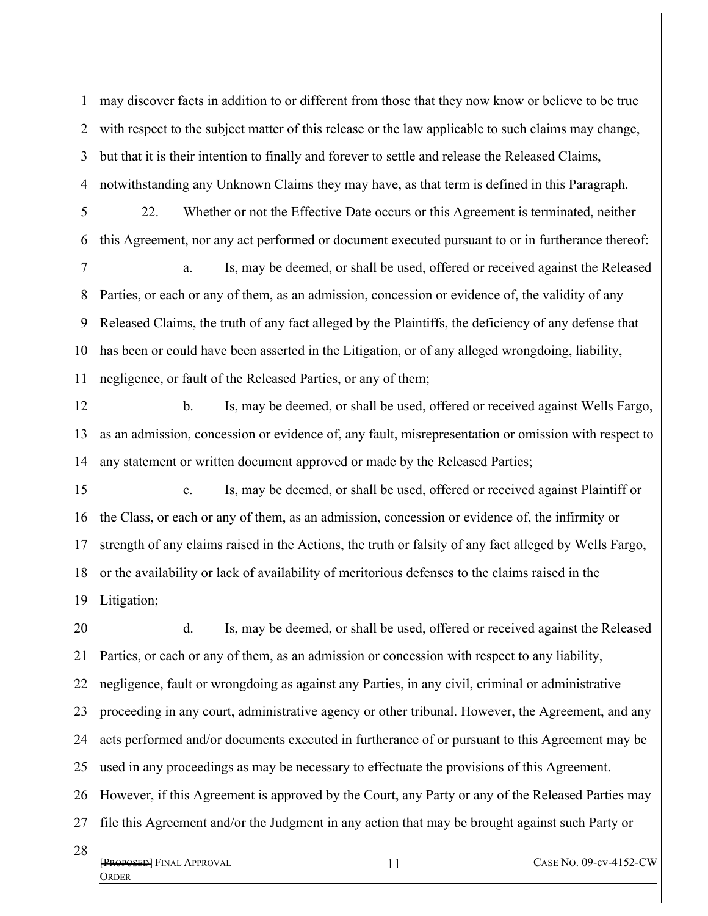may discover facts in addition to or different from those that they now know or believe to be true with respect to the subject matter of this release or the law applicable to such claims may change, but that it is their intention to finally and forever to settle and release the Released Claims, notwithstanding any Unknown Claims they may have, as that term is defined in this Paragraph.

22. Whether or not the Effective Date occurs or this Agreement is terminated, neither this Agreement, nor any act performed or document executed pursuant to or in furtherance thereof:

a. Is, may be deemed, or shall be used, offered or received against the Released Parties, or each or any of them, as an admission, concession or evidence of, the validity of any Released Claims, the truth of any fact alleged by the Plaintiffs, the deficiency of any defense that has been or could have been asserted in the Litigation, or of any alleged wrongdoing, liability, negligence, or fault of the Released Parties, or any of them;

b. Is, may be deemed, or shall be used, offered or received against Wells Fargo, as an admission, concession or evidence of, any fault, misrepresentation or omission with respect to any statement or written document approved or made by the Released Parties;

c. Is, may be deemed, or shall be used, offered or received against Plaintiff or the Class, or each or any of them, as an admission, concession or evidence of, the infirmity or strength of any claims raised in the Actions, the truth or falsity of any fact alleged by Wells Fargo, or the availability or lack of availability of meritorious defenses to the claims raised in the Litigation;

d. Is, may be deemed, or shall be used, offered or received against the Released Parties, or each or any of them, as an admission or concession with respect to any liability, negligence, fault or wrongdoing as against any Parties, in any civil, criminal or administrative proceeding in any court, administrative agency or other tribunal. However, the Agreement, and any acts performed and/or documents executed in furtherance of or pursuant to this Agreement may be used in any proceedings as may be necessary to effectuate the provisions of this Agreement. However, if this Agreement is approved by the Court, any Party or any of the Released Parties may file this Agreement and/or the Judgment in any action that may be brought against such Party or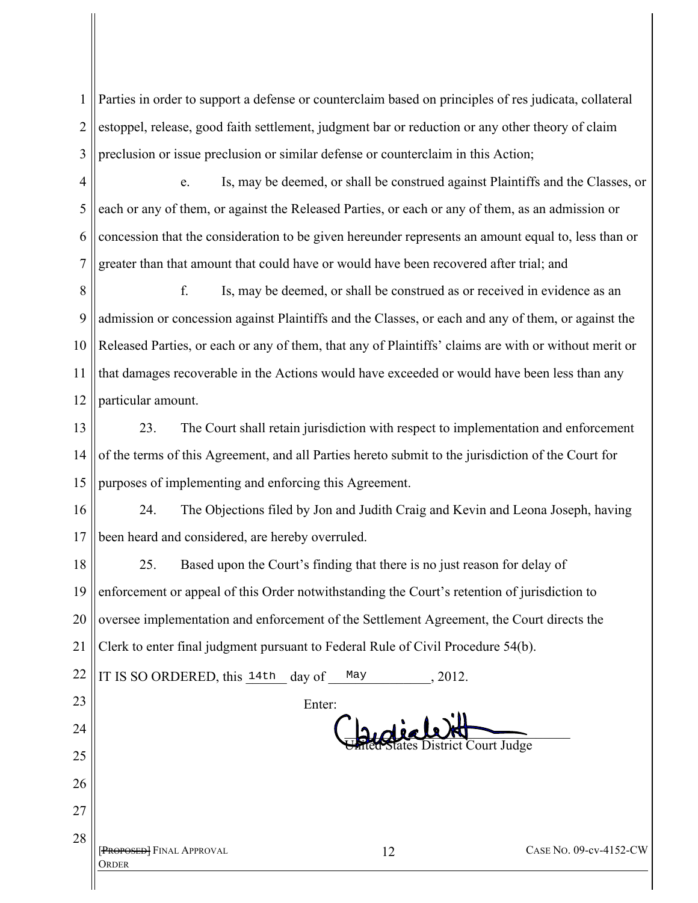Parties in order to support a defense or counterclaim based on principles of res judicata, collateral estoppel, release, good faith settlement, judgment bar or reduction or any other theory of claim preclusion or issue preclusion or similar defense or counterclaim in this Action;

e. Is, may be deemed, or shall be construed against Plaintiffs and the Classes, or each or any of them, or against the Released Parties, or each or any of them, as an admission or concession that the consideration to be given hereunder represents an amount equal to, less than or greater than that amount that could have or would have been recovered after trial; and

f. Is, may be deemed, or shall be construed as or received in evidence as an admission or concession against Plaintiffs and the Classes, or each and any of them, or against the Released Parties, or each or any of them, that any of Plaintiffs' claims are with or without merit or that damages recoverable in the Actions would have exceeded or would have been less than any particular amount.

23. The Court shall retain jurisdiction with respect to implementation and enforcement of the terms of this Agreement, and all Parties hereto submit to the jurisdiction of the Court for purposes of implementing and enforcing this Agreement.

24. The Objections filed by Jon and Judith Craig and Kevin and Leona Joseph, having been heard and considered, are hereby overruled.

25. Based upon the Court's finding that there is no just reason for delay of enforcement or appeal of this Order notwithstanding the Court's retention of jurisdiction to oversee implementation and enforcement of the Settlement Agreement, the Court directs the Clerk to enter final judgment pursuant to Federal Rule of Civil Procedure 54(b).

IT IS SO ORDERED, this 14th day of May, 2012.

Enter:

United States District Court Judge

~~[Proposed]~~ Final Approval Order — Case No. 09-cv-4152-CW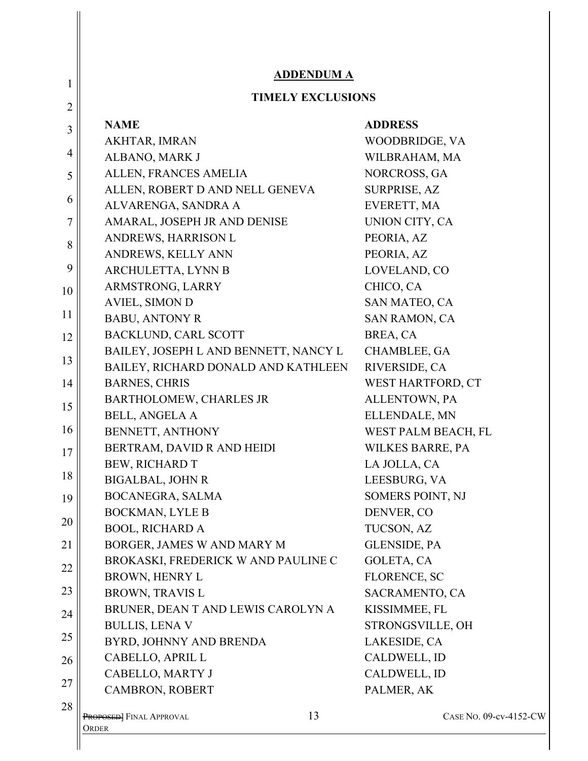## ADDENDUM A

### TIMELY EXCLUSIONS

| NAME | ADDRESS |
| --- | --- |
| AKHTAR, IMRAN | WOODBRIDGE, VA |
| ALBANO, MARK J | WILBRAHAM, MA |
| ALLEN, FRANCES AMELIA | NORCROSS, GA |
| ALLEN, ROBERT D AND NELL GENEVA | SURPRISE, AZ |
| ALVARENGA, SANDRA A | EVERETT, MA |
| AMARAL, JOSEPH JR AND DENISE | UNION CITY, CA |
| ANDREWS, HARRISON L | PEORIA, AZ |
| ANDREWS, KELLY ANN | PEORIA, AZ |
| ARCHULETTA, LYNN B | LOVELAND, CO |
| ARMSTRONG, LARRY | CHICO, CA |
| AVIEL, SIMON D | SAN MATEO, CA |
| BABU, ANTONY R | SAN RAMON, CA |
| BACKLUND, CARL SCOTT | BREA, CA |
| BAILEY, JOSEPH L AND BENNETT, NANCY L | CHAMBLEE, GA |
| BAILEY, RICHARD DONALD AND KATHLEEN | RIVERSIDE, CA |
| BARNES, CHRIS | WEST HARTFORD, CT |
| BARTHOLOMEW, CHARLES JR | ALLENTOWN, PA |
| BELL, ANGELA A | ELLENDALE, MN |
| BENNETT, ANTHONY | WEST PALM BEACH, FL |
| BERTRAM, DAVID R AND HEIDI | WILKES BARRE, PA |
| BEW, RICHARD T | LA JOLLA, CA |
| BIGALBAL, JOHN R | LEESBURG, VA |
| BOCANEGRA, SALMA | SOMERS POINT, NJ |
| BOCKMAN, LYLE B | DENVER, CO |
| BOOL, RICHARD A | TUCSON, AZ |
| BORGER, JAMES W AND MARY M | GLENSIDE, PA |
| BROKASKI, FREDERICK W AND PAULINE C | GOLETA, CA |
| BROWN, HENRY L | FLORENCE, SC |
| BROWN, TRAVIS L | SACRAMENTO, CA |
| BRUNER, DEAN T AND LEWIS CAROLYN A | KISSIMMEE, FL |
| BULLIS, LENA V | STRONGSVILLE, OH |
| BYRD, JOHNNY AND BRENDA | LAKESIDE, CA |
| CABELLO, APRIL L | CALDWELL, ID |
| CABELLO, MARTY J | CALDWELL, ID |
| CAMBRON, ROBERT | PALMER, AK |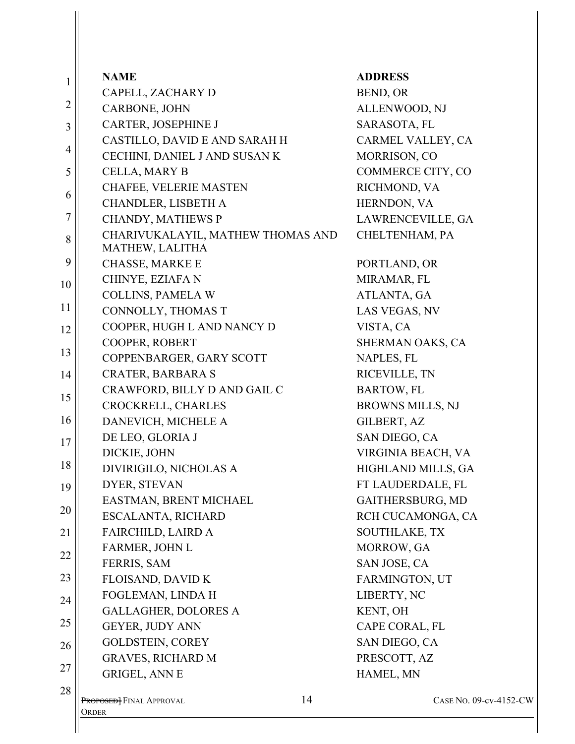| NAME | ADDRESS |
| --- | --- |
| CAPELL, ZACHARY D | BEND, OR |
| CARBONE, JOHN | ALLENWOOD, NJ |
| CARTER, JOSEPHINE J | SARASOTA, FL |
| CASTILLO, DAVID E AND SARAH H | CARMEL VALLEY, CA |
| CECHINI, DANIEL J AND SUSAN K | MORRISON, CO |
| CELLA, MARY B | COMMERCE CITY, CO |
| CHAFEE, VELERIE MASTEN | RICHMOND, VA |
| CHANDLER, LISBETH A | HERNDON, VA |
| CHANDY, MATHEWS P | LAWRENCEVILLE, GA |
| CHARIVUKALAYIL, MATHEW THOMAS AND MATHEW, LALITHA | CHELTENHAM, PA |
| CHASSE, MARKE E | PORTLAND, OR |
| CHINYE, EZIAFA N | MIRAMAR, FL |
| COLLINS, PAMELA W | ATLANTA, GA |
| CONNOLLY, THOMAS T | LAS VEGAS, NV |
| COOPER, HUGH L AND NANCY D | VISTA, CA |
| COOPER, ROBERT | SHERMAN OAKS, CA |
| COPPENBARGER, GARY SCOTT | NAPLES, FL |
| CRATER, BARBARA S | RICEVILLE, TN |
| CRAWFORD, BILLY D AND GAIL C | BARTOW, FL |
| CROCKRELL, CHARLES | BROWNS MILLS, NJ |
| DANEVICH, MICHELE A | GILBERT, AZ |
| DE LEO, GLORIA J | SAN DIEGO, CA |
| DICKIE, JOHN | VIRGINIA BEACH, VA |
| DIVIRIGILO, NICHOLAS A | HIGHLAND MILLS, GA |
| DYER, STEVAN | FT LAUDERDALE, FL |
| EASTMAN, BRENT MICHAEL | GAITHERSBURG, MD |
| ESCALANTA, RICHARD | RCH CUCAMONGA, CA |
| FAIRCHILD, LAIRD A | SOUTHLAKE, TX |
| FARMER, JOHN L | MORROW, GA |
| FERRIS, SAM | SAN JOSE, CA |
| FLOISAND, DAVID K | FARMINGTON, UT |
| FOGLEMAN, LINDA H | LIBERTY, NC |
| GALLAGHER, DOLORES A | KENT, OH |
| GEYER, JUDY ANN | CAPE CORAL, FL |
| GOLDSTEIN, COREY | SAN DIEGO, CA |
| GRAVES, RICHARD M | PRESCOTT, AZ |
| GRIGEL, ANN E | HAMEL, MN |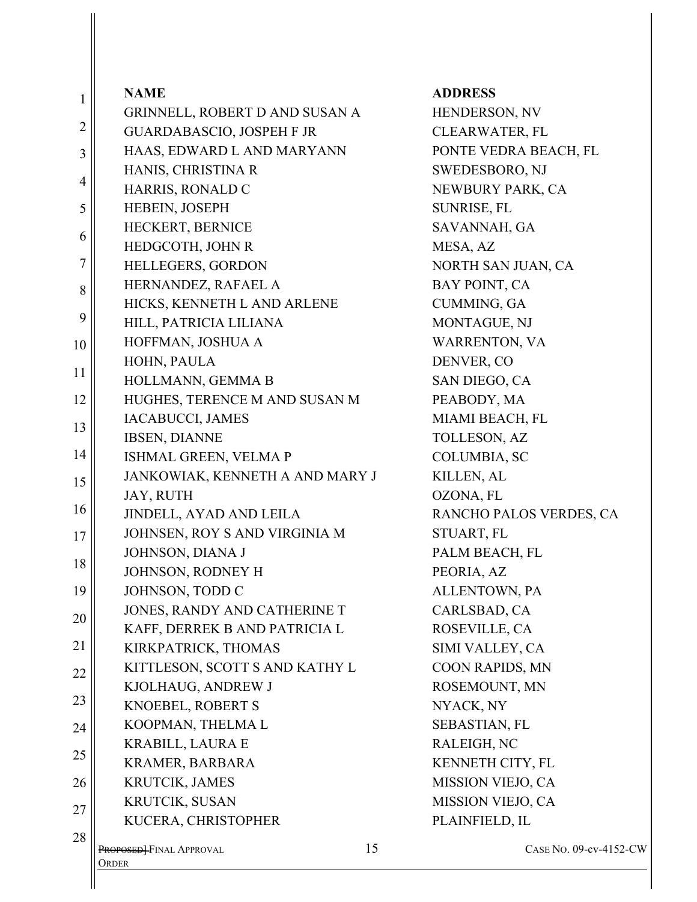| NAME | ADDRESS |
| --- | --- |
| GRINNELL, ROBERT D AND SUSAN A | HENDERSON, NV |
| GUARDABASCIO, JOSPEH F JR | CLEARWATER, FL |
| HAAS, EDWARD L AND MARYANN | PONTE VEDRA BEACH, FL |
| HANIS, CHRISTINA R | SWEDESBORO, NJ |
| HARRIS, RONALD C | NEWBURY PARK, CA |
| HEBEIN, JOSEPH | SUNRISE, FL |
| HECKERT, BERNICE | SAVANNAH, GA |
| HEDGCOTH, JOHN R | MESA, AZ |
| HELLEGERS, GORDON | NORTH SAN JUAN, CA |
| HERNANDEZ, RAFAEL A | BAY POINT, CA |
| HICKS, KENNETH L AND ARLENE | CUMMING, GA |
| HILL, PATRICIA LILIANA | MONTAGUE, NJ |
| HOFFMAN, JOSHUA A | WARRENTON, VA |
| HOHN, PAULA | DENVER, CO |
| HOLLMANN, GEMMA B | SAN DIEGO, CA |
| HUGHES, TERENCE M AND SUSAN M | PEABODY, MA |
| IACABUCCI, JAMES | MIAMI BEACH, FL |
| IBSEN, DIANNE | TOLLESON, AZ |
| ISHMAL GREEN, VELMA P | COLUMBIA, SC |
| JANKOWIAK, KENNETH A AND MARY J | KILLEN, AL |
| JAY, RUTH | OZONA, FL |
| JINDELL, AYAD AND LEILA | RANCHO PALOS VERDES, CA |
| JOHNSEN, ROY S AND VIRGINIA M | STUART, FL |
| JOHNSON, DIANA J | PALM BEACH, FL |
| JOHNSON, RODNEY H | PEORIA, AZ |
| JOHNSON, TODD C | ALLENTOWN, PA |
| JONES, RANDY AND CATHERINE T | CARLSBAD, CA |
| KAFF, DERREK B AND PATRICIA L | ROSEVILLE, CA |
| KIRKPATRICK, THOMAS | SIMI VALLEY, CA |
| KITTLESON, SCOTT S AND KATHY L | COON RAPIDS, MN |
| KJOLHAUG, ANDREW J | ROSEMOUNT, MN |
| KNOEBEL, ROBERT S | NYACK, NY |
| KOOPMAN, THELMA L | SEBASTIAN, FL |
| KRABILL, LAURA E | RALEIGH, NC |
| KRAMER, BARBARA | KENNETH CITY, FL |
| KRUTCIK, JAMES | MISSION VIEJO, CA |
| KRUTCIK, SUSAN | MISSION VIEJO, CA |
| KUCERA, CHRISTOPHER | PLAINFIELD, IL |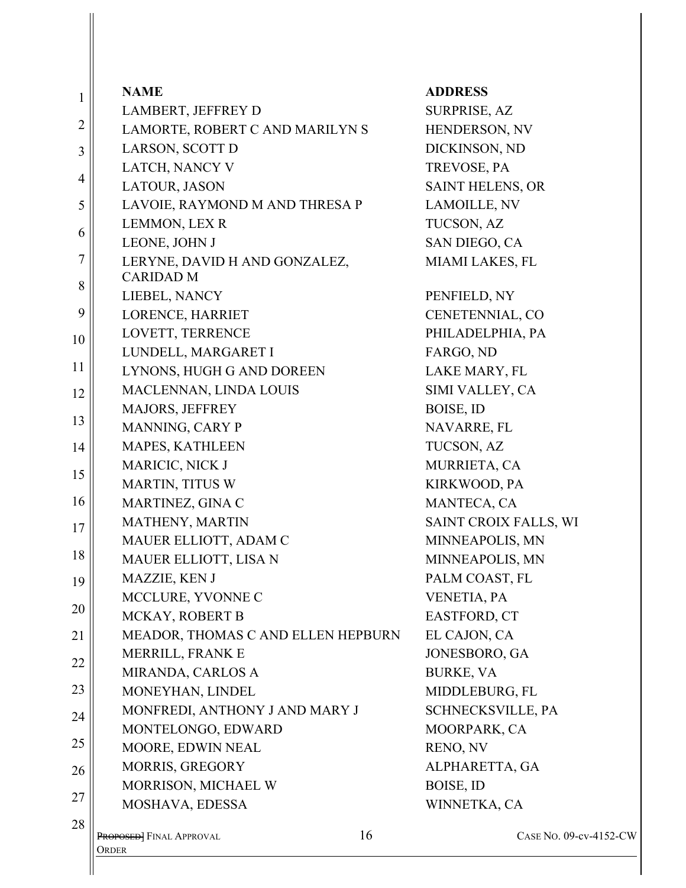| NAME | ADDRESS |
|---|---|
| LAMBERT, JEFFREY D | SURPRISE, AZ |
| LAMORTE, ROBERT C AND MARILYN S | HENDERSON, NV |
| LARSON, SCOTT D | DICKINSON, ND |
| LATCH, NANCY V | TREVOSE, PA |
| LATOUR, JASON | SAINT HELENS, OR |
| LAVOIE, RAYMOND M AND THRESA P | LAMOILLE, NV |
| LEMMON, LEX R | TUCSON, AZ |
| LEONE, JOHN J | SAN DIEGO, CA |
| LERYNE, DAVID H AND GONZALEZ, CARIDAD M | MIAMI LAKES, FL |
| LIEBEL, NANCY | PENFIELD, NY |
| LORENCE, HARRIET | CENETENNIAL, CO |
| LOVETT, TERRENCE | PHILADELPHIA, PA |
| LUNDELL, MARGARET I | FARGO, ND |
| LYNONS, HUGH G AND DOREEN | LAKE MARY, FL |
| MACLENNAN, LINDA LOUIS | SIMI VALLEY, CA |
| MAJORS, JEFFREY | BOISE, ID |
| MANNING, CARY P | NAVARRE, FL |
| MAPES, KATHLEEN | TUCSON, AZ |
| MARICIC, NICK J | MURRIETA, CA |
| MARTIN, TITUS W | KIRKWOOD, PA |
| MARTINEZ, GINA C | MANTECA, CA |
| MATHENY, MARTIN | SAINT CROIX FALLS, WI |
| MAUER ELLIOTT, ADAM C | MINNEAPOLIS, MN |
| MAUER ELLIOTT, LISA N | MINNEAPOLIS, MN |
| MAZZIE, KEN J | PALM COAST, FL |
| MCCLURE, YVONNE C | VENETIA, PA |
| MCKAY, ROBERT B | EASTFORD, CT |
| MEADOR, THOMAS C AND ELLEN HEPBURN | EL CAJON, CA |
| MERRILL, FRANK E | JONESBORO, GA |
| MIRANDA, CARLOS A | BURKE, VA |
| MONEYHAN, LINDEL | MIDDLEBURG, FL |
| MONFREDI, ANTHONY J AND MARY J | SCHNECKSVILLE, PA |
| MONTELONGO, EDWARD | MOORPARK, CA |
| MOORE, EDWIN NEAL | RENO, NV |
| MORRIS, GREGORY | ALPHARETTA, GA |
| MORRISON, MICHAEL W | BOISE, ID |
| MOSHAVA, EDESSA | WINNETKA, CA |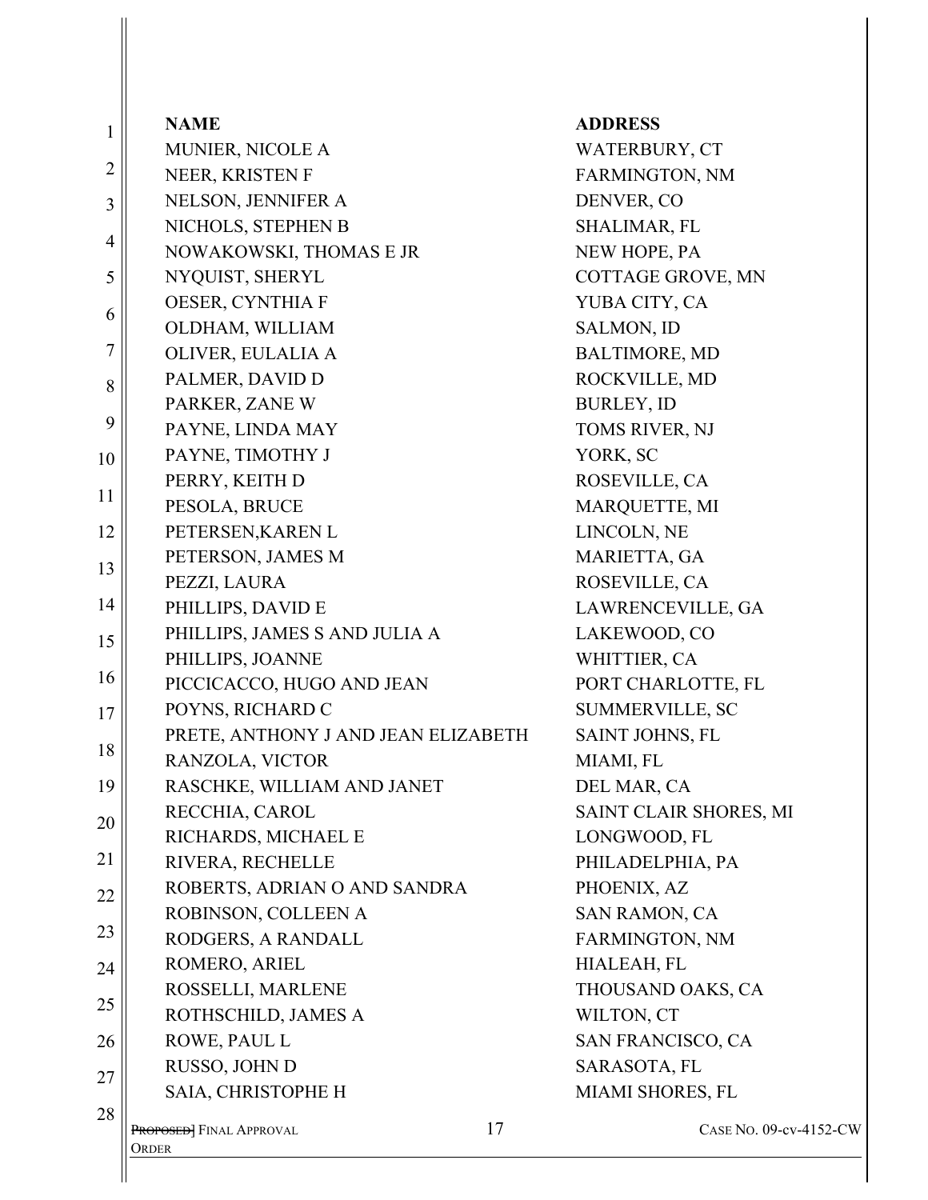| NAME | ADDRESS |
|---|---|
| MUNIER, NICOLE A | WATERBURY, CT |
| NEER, KRISTEN F | FARMINGTON, NM |
| NELSON, JENNIFER A | DENVER, CO |
| NICHOLS, STEPHEN B | SHALIMAR, FL |
| NOWAKOWSKI, THOMAS E JR | NEW HOPE, PA |
| NYQUIST, SHERYL | COTTAGE GROVE, MN |
| OESER, CYNTHIA F | YUBA CITY, CA |
| OLDHAM, WILLIAM | SALMON, ID |
| OLIVER, EULALIA A | BALTIMORE, MD |
| PALMER, DAVID D | ROCKVILLE, MD |
| PARKER, ZANE W | BURLEY, ID |
| PAYNE, LINDA MAY | TOMS RIVER, NJ |
| PAYNE, TIMOTHY J | YORK, SC |
| PERRY, KEITH D | ROSEVILLE, CA |
| PESOLA, BRUCE | MARQUETTE, MI |
| PETERSEN,KAREN L | LINCOLN, NE |
| PETERSON, JAMES M | MARIETTA, GA |
| PEZZI, LAURA | ROSEVILLE, CA |
| PHILLIPS, DAVID E | LAWRENCEVILLE, GA |
| PHILLIPS, JAMES S AND JULIA A | LAKEWOOD, CO |
| PHILLIPS, JOANNE | WHITTIER, CA |
| PICCICACCO, HUGO AND JEAN | PORT CHARLOTTE, FL |
| POYNS, RICHARD C | SUMMERVILLE, SC |
| PRETE, ANTHONY J AND JEAN ELIZABETH | SAINT JOHNS, FL |
| RANZOLA, VICTOR | MIAMI, FL |
| RASCHKE, WILLIAM AND JANET | DEL MAR, CA |
| RECCHIA, CAROL | SAINT CLAIR SHORES, MI |
| RICHARDS, MICHAEL E | LONGWOOD, FL |
| RIVERA, RECHELLE | PHILADELPHIA, PA |
| ROBERTS, ADRIAN O AND SANDRA | PHOENIX, AZ |
| ROBINSON, COLLEEN A | SAN RAMON, CA |
| RODGERS, A RANDALL | FARMINGTON, NM |
| ROMERO, ARIEL | HIALEAH, FL |
| ROSSELLI, MARLENE | THOUSAND OAKS, CA |
| ROTHSCHILD, JAMES A | WILTON, CT |
| ROWE, PAUL L | SAN FRANCISCO, CA |
| RUSSO, JOHN D | SARASOTA, FL |
| SAIA, CHRISTOPHE H | MIAMI SHORES, FL |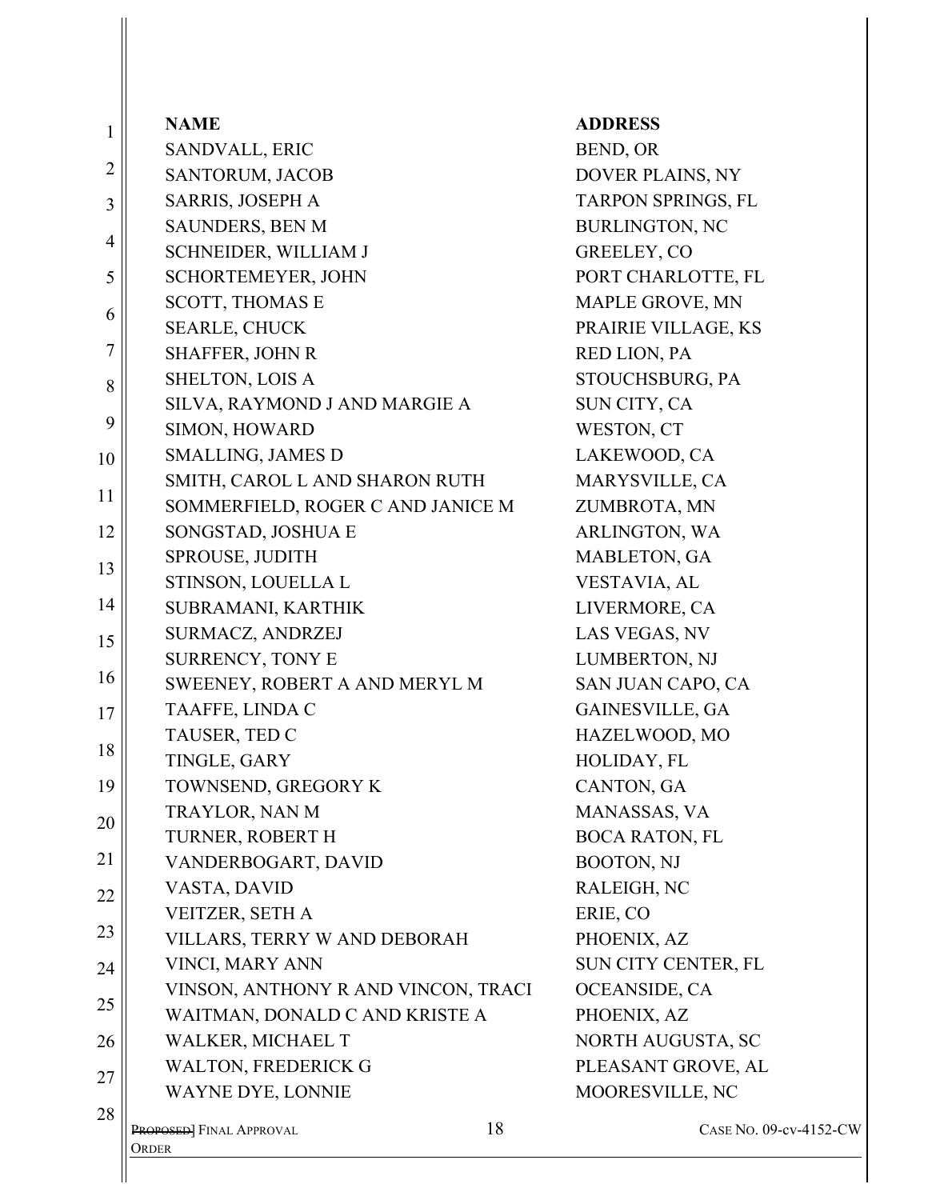| NAME | ADDRESS |
| --- | --- |
| SANDVALL, ERIC | BEND, OR |
| SANTORUM, JACOB | DOVER PLAINS, NY |
| SARRIS, JOSEPH A | TARPON SPRINGS, FL |
| SAUNDERS, BEN M | BURLINGTON, NC |
| SCHNEIDER, WILLIAM J | GREELEY, CO |
| SCHORTEMEYER, JOHN | PORT CHARLOTTE, FL |
| SCOTT, THOMAS E | MAPLE GROVE, MN |
| SEARLE, CHUCK | PRAIRIE VILLAGE, KS |
| SHAFFER, JOHN R | RED LION, PA |
| SHELTON, LOIS A | STOUCHSBURG, PA |
| SILVA, RAYMOND J AND MARGIE A | SUN CITY, CA |
| SIMON, HOWARD | WESTON, CT |
| SMALLING, JAMES D | LAKEWOOD, CA |
| SMITH, CAROL L AND SHARON RUTH | MARYSVILLE, CA |
| SOMMERFIELD, ROGER C AND JANICE M | ZUMBROTA, MN |
| SONGSTAD, JOSHUA E | ARLINGTON, WA |
| SPROUSE, JUDITH | MABLETON, GA |
| STINSON, LOUELLA L | VESTAVIA, AL |
| SUBRAMANI, KARTHIK | LIVERMORE, CA |
| SURMACZ, ANDRZEJ | LAS VEGAS, NV |
| SURRENCY, TONY E | LUMBERTON, NJ |
| SWEENEY, ROBERT A AND MERYL M | SAN JUAN CAPO, CA |
| TAAFFE, LINDA C | GAINESVILLE, GA |
| TAUSER, TED C | HAZELWOOD, MO |
| TINGLE, GARY | HOLIDAY, FL |
| TOWNSEND, GREGORY K | CANTON, GA |
| TRAYLOR, NAN M | MANASSAS, VA |
| TURNER, ROBERT H | BOCA RATON, FL |
| VANDERBOGART, DAVID | BOOTON, NJ |
| VASTA, DAVID | RALEIGH, NC |
| VEITZER, SETH A | ERIE, CO |
| VILLARS, TERRY W AND DEBORAH | PHOENIX, AZ |
| VINCI, MARY ANN | SUN CITY CENTER, FL |
| VINSON, ANTHONY R AND VINCON, TRACI | OCEANSIDE, CA |
| WAITMAN, DONALD C AND KRISTE A | PHOENIX, AZ |
| WALKER, MICHAEL T | NORTH AUGUSTA, SC |
| WALTON, FREDERICK G | PLEASANT GROVE, AL |
| WAYNE DYE, LONNIE | MOORESVILLE, NC |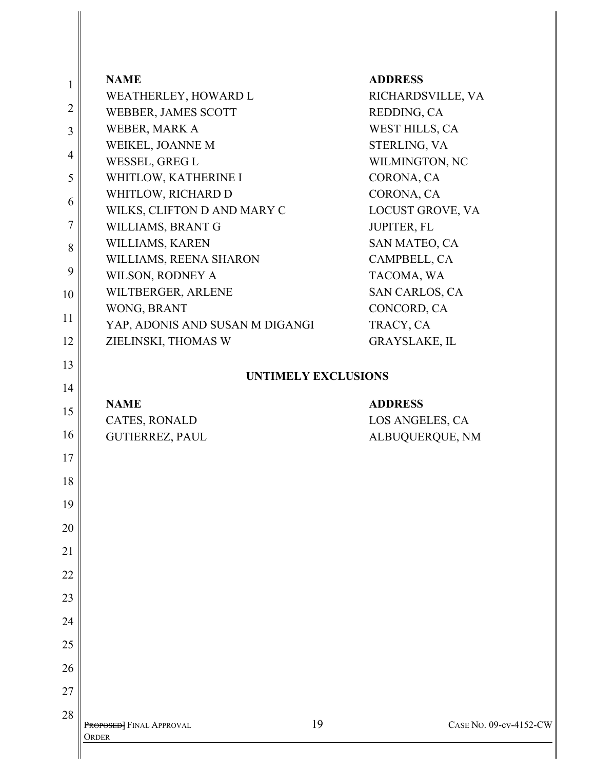| NAME | ADDRESS |
| --- | --- |
| WEATHERLEY, HOWARD L | RICHARDSVILLE, VA |
| WEBBER, JAMES SCOTT | REDDING, CA |
| WEBER, MARK A | WEST HILLS, CA |
| WEIKEL, JOANNE M | STERLING, VA |
| WESSEL, GREG L | WILMINGTON, NC |
| WHITLOW, KATHERINE I | CORONA, CA |
| WHITLOW, RICHARD D | CORONA, CA |
| WILKS, CLIFTON D AND MARY C | LOCUST GROVE, VA |
| WILLIAMS, BRANT G | JUPITER, FL |
| WILLIAMS, KAREN | SAN MATEO, CA |
| WILLIAMS, REENA SHARON | CAMPBELL, CA |
| WILSON, RODNEY A | TACOMA, WA |
| WILTBERGER, ARLENE | SAN CARLOS, CA |
| WONG, BRANT | CONCORD, CA |
| YAP, ADONIS AND SUSAN M DIGANGI | TRACY, CA |
| ZIELINSKI, THOMAS W | GRAYSLAKE, IL |

**UNTIMELY EXCLUSIONS**

| NAME | ADDRESS |
| --- | --- |
| CATES, RONALD | LOS ANGELES, CA |
| GUTIERREZ, PAUL | ALBUQUERQUE, NM |